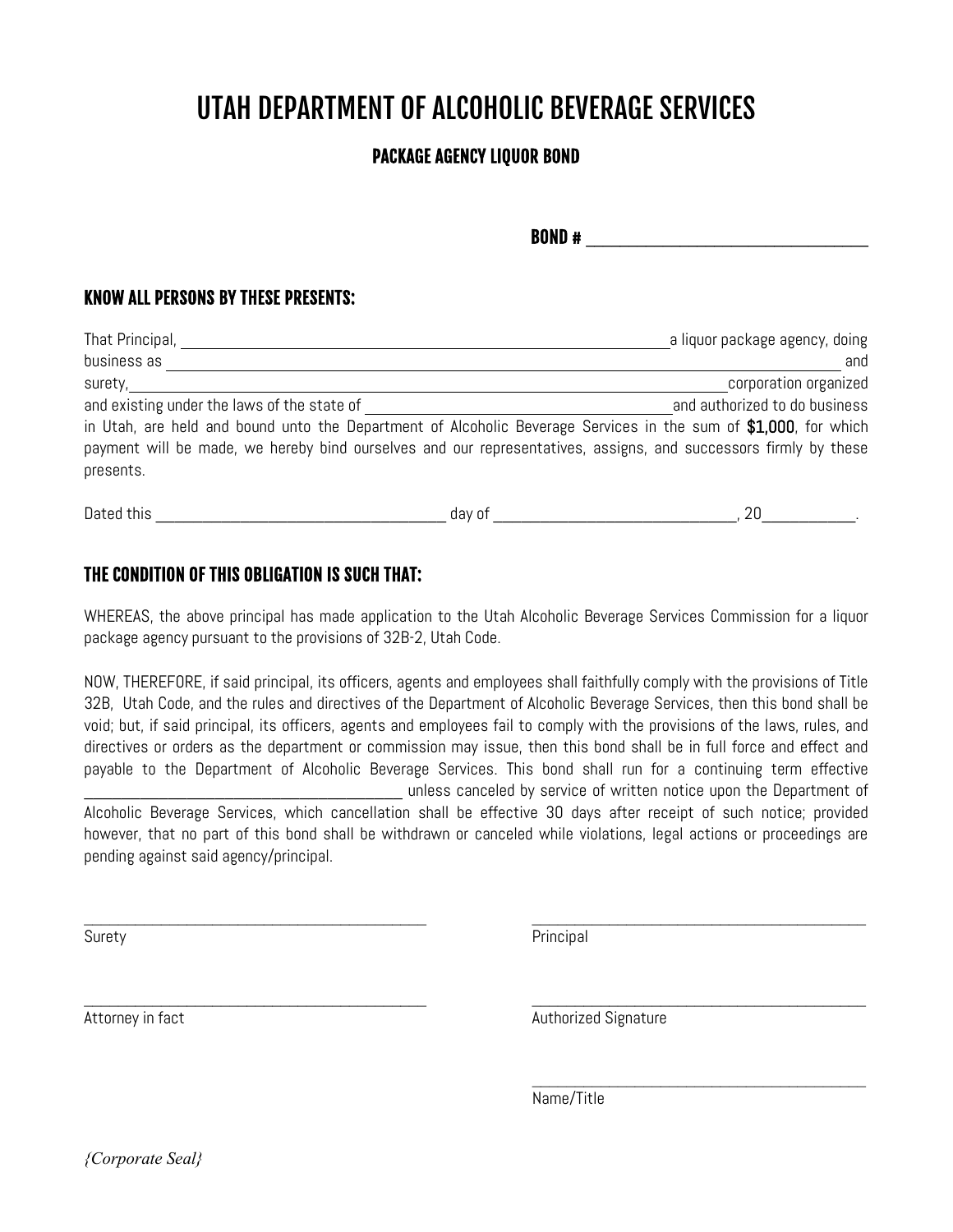# UTAH DEPARTMENT OF ALCOHOLIC BEVERAGE SERVICES

## PACKAGE AGENCY LIQUOR BOND

**BOND #** ______________________________

### KNOW ALL PERSONS BY THESE PRESENTS:

That Principal, ______________________________ a liquor package agency, doing business as ______________________________ and surety, ______________________________ corporation organized and existing under the laws of the state of ______________________________ and authorized to do business in Utah, are held and bound unto the Department of Alcoholic Beverage Services in the sum of **$1,000**, for which payment will be made, we hereby bind ourselves and our representatives, assigns, and successors firmly by these presents.

Dated this ______________________________ day of ______________________________, 20__________.

### THE CONDITION OF THIS OBLIGATION IS SUCH THAT:

WHEREAS, the above principal has made application to the Utah Alcoholic Beverage Services Commission for a liquor package agency pursuant to the provisions of 32B-2, Utah Code.

NOW, THEREFORE, if said principal, its officers, agents and employees shall faithfully comply with the provisions of Title 32B, Utah Code, and the rules and directives of the Department of Alcoholic Beverage Services, then this bond shall be void; but, if said principal, its officers, agents and employees fail to comply with the provisions of the laws, rules, and directives or orders as the department or commission may issue, then this bond shall be in full force and effect and payable to the Department of Alcoholic Beverage Services. This bond shall run for a continuing term effective ______________________________ unless canceled by service of written notice upon the Department of Alcoholic Beverage Services, which cancellation shall be effective 30 days after receipt of such notice; provided however, that no part of this bond shall be withdrawn or canceled while violations, legal actions or proceedings are pending against said agency/principal.

______________________________
Surety

______________________________
Principal

______________________________
Attorney in fact

______________________________
Authorized Signature

______________________________
Name/Title

*{Corporate Seal}*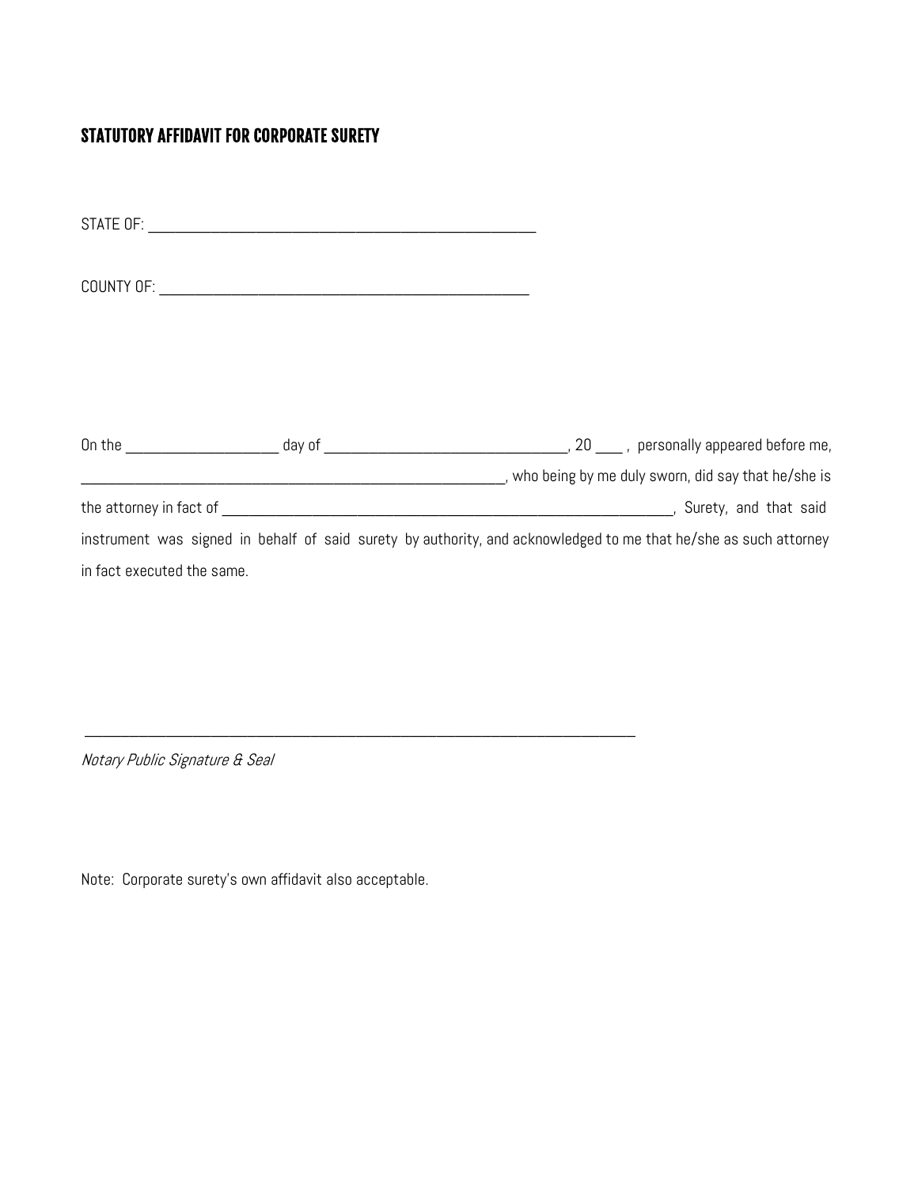## STATUTORY AFFIDAVIT FOR CORPORATE SURETY

STATE OF: ______________________________________________

COUNTY OF: ____________________________________________

On the __________________ day of ____________________________, 20 ___ , personally appeared before me, _______________________________________________________, who being by me duly sworn, did say that he/she is the attorney in fact of _______________________________________________________, Surety, and that said instrument was signed in behalf of said surety by authority, and acknowledged to me that he/she as such attorney in fact executed the same.

_______________________________________________________________

*Notary Public Signature & Seal*

Note: Corporate surety's own affidavit also acceptable.